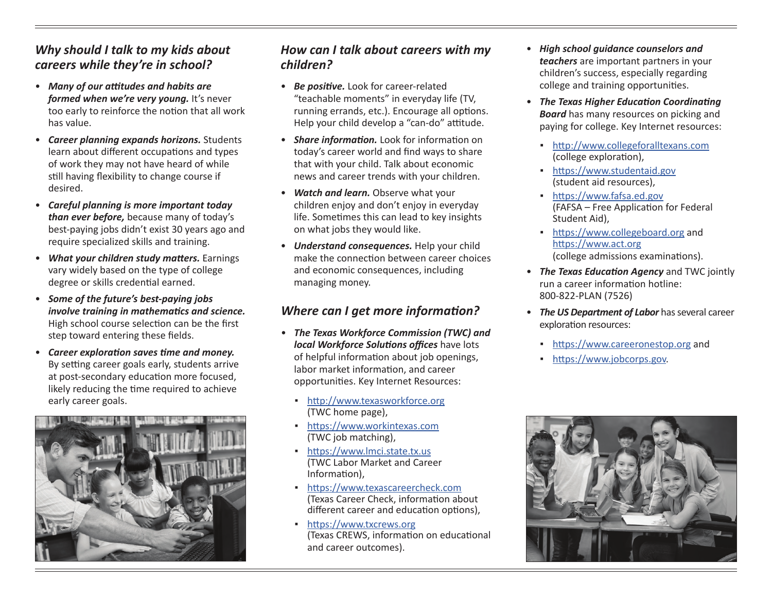## *Why should I talk to my kids about careers while they're in school?*

- ***Many of our attitudes and habits are formed when we're very young.*** It's never too early to reinforce the notion that all work has value.
- ***Career planning expands horizons.*** Students learn about different occupations and types of work they may not have heard of while still having flexibility to change course if desired.
- ***Careful planning is more important today than ever before,*** because many of today's best-paying jobs didn't exist 30 years ago and require specialized skills and training.
- ***What your children study matters.*** Earnings vary widely based on the type of college degree or skills credential earned.
- ***Some of the future's best-paying jobs involve training in mathematics and science.*** High school course selection can be the first step toward entering these fields.
- ***Career exploration saves time and money.*** By setting career goals early, students arrive at post-secondary education more focused, likely reducing the time required to achieve early career goals.

## *How can I talk about careers with my children?*

- ***Be positive.*** Look for career-related "teachable moments" in everyday life (TV, running errands, etc.). Encourage all options. Help your child develop a "can-do" attitude.
- ***Share information.*** Look for information on today's career world and find ways to share that with your child. Talk about economic news and career trends with your children.
- ***Watch and learn.*** Observe what your children enjoy and don't enjoy in everyday life. Sometimes this can lead to key insights on what jobs they would like.
- ***Understand consequences.*** Help your child make the connection between career choices and economic consequences, including managing money.

## *Where can I get more information?*

- ***The Texas Workforce Commission (TWC) and local Workforce Solutions offices*** have lots of helpful information about job openings, labor market information, and career opportunities. Key Internet Resources:
  - http://www.texasworkforce.org (TWC home page),
  - https://www.workintexas.com (TWC job matching),
  - https://www.lmci.state.tx.us (TWC Labor Market and Career Information),
  - https://www.texascareercheck.com (Texas Career Check, information about different career and education options),
  - https://www.txcrews.org (Texas CREWS, information on educational and career outcomes).
- ***High school guidance counselors and teachers*** are important partners in your children's success, especially regarding college and training opportunities.
- ***The Texas Higher Education Coordinating Board*** has many resources on picking and paying for college. Key Internet resources:
  - http://www.collegeforalltexans.com (college exploration),
  - https://www.studentaid.gov (student aid resources),
  - https://www.fafsa.ed.gov (FAFSA – Free Application for Federal Student Aid),
  - https://www.collegeboard.org and https://www.act.org (college admissions examinations).
- ***The Texas Education Agency*** and TWC jointly run a career information hotline: 800-822-PLAN (7526)
- ***The US Department of Labor*** has several career exploration resources:
  - https://www.careeronestop.org and
  - https://www.jobcorps.gov.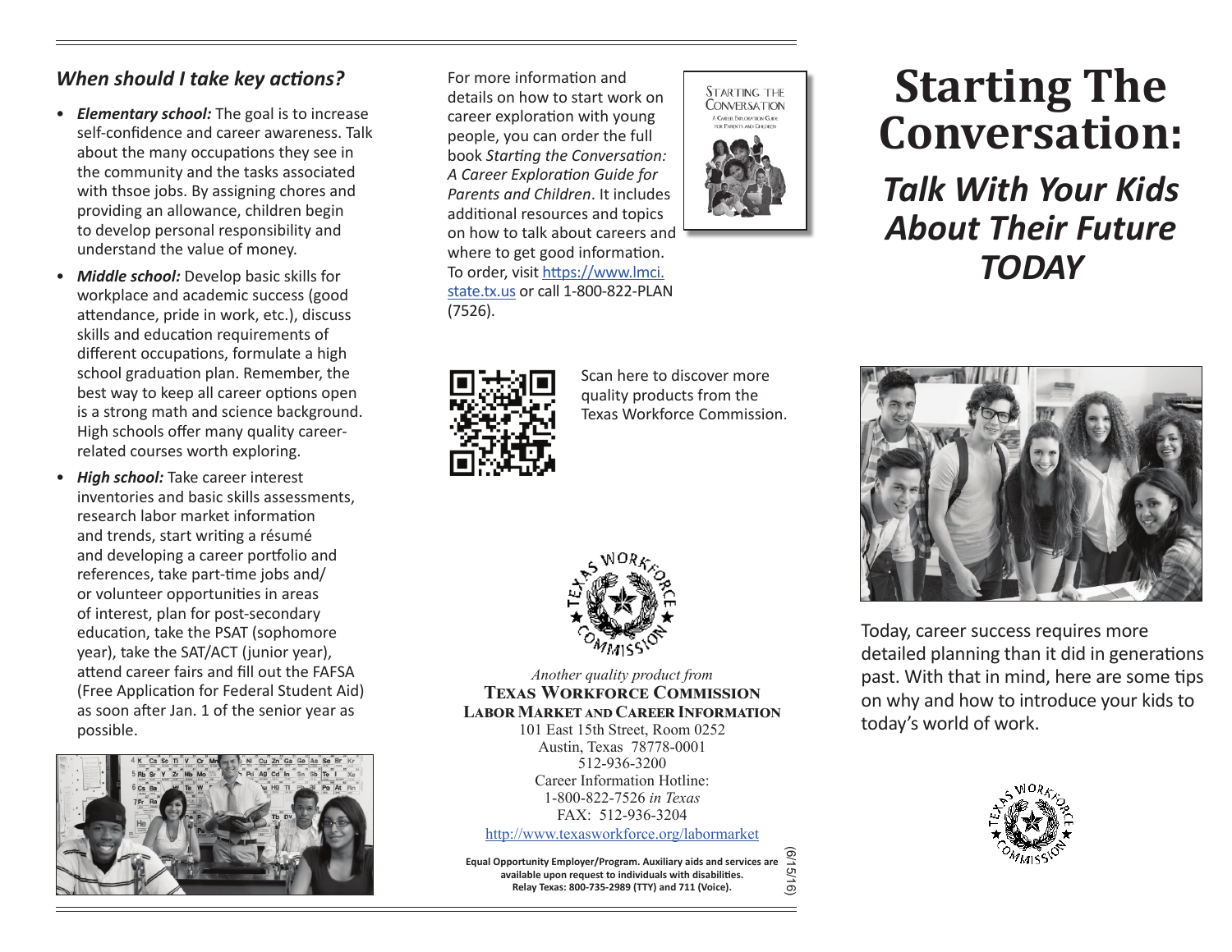## *When should I take key actions?*

- ***Elementary school:*** The goal is to increase self-confidence and career awareness. Talk about the many occupations they see in the community and the tasks associated with thsoe jobs. By assigning chores and providing an allowance, children begin to develop personal responsibility and understand the value of money.
- ***Middle school:*** Develop basic skills for workplace and academic success (good attendance, pride in work, etc.), discuss skills and education requirements of different occupations, formulate a high school graduation plan. Remember, the best way to keep all career options open is a strong math and science background. High schools offer many quality career-related courses worth exploring.
- ***High school:*** Take career interest inventories and basic skills assessments, research labor market information and trends, start writing a résumé and developing a career portfolio and references, take part-time jobs and/or volunteer opportunities in areas of interest, plan for post-secondary education, take the PSAT (sophomore year), take the SAT/ACT (junior year), attend career fairs and fill out the FAFSA (Free Application for Federal Student Aid) as soon after Jan. 1 of the senior year as possible.

For more information and details on how to start work on career exploration with young people, you can order the full book *Starting the Conversation: A Career Exploration Guide for Parents and Children*. It includes additional resources and topics on how to talk about careers and where to get good information. To order, visit https://www.lmci.state.tx.us or call 1-800-822-PLAN (7526).

Scan here to discover more quality products from the Texas Workforce Commission.

*Another quality product from*
**Texas Workforce Commission**
**Labor Market and Career Information**
101 East 15th Street, Room 0252
Austin, Texas 78778-0001
512-936-3200
Career Information Hotline:
1-800-822-7526 *in Texas*
FAX: 512-936-3204
http://www.texasworkforce.org/labormarket

**Equal Opportunity Employer/Program. Auxiliary aids and services are available upon request to individuals with disabilities. Relay Texas: 800-735-2989 (TTY) and 711 (Voice).**

(6/15/16)

# Starting The Conversation:

## *Talk With Your Kids About Their Future TODAY*

Today, career success requires more detailed planning than it did in generations past. With that in mind, here are some tips on why and how to introduce your kids to today's world of work.